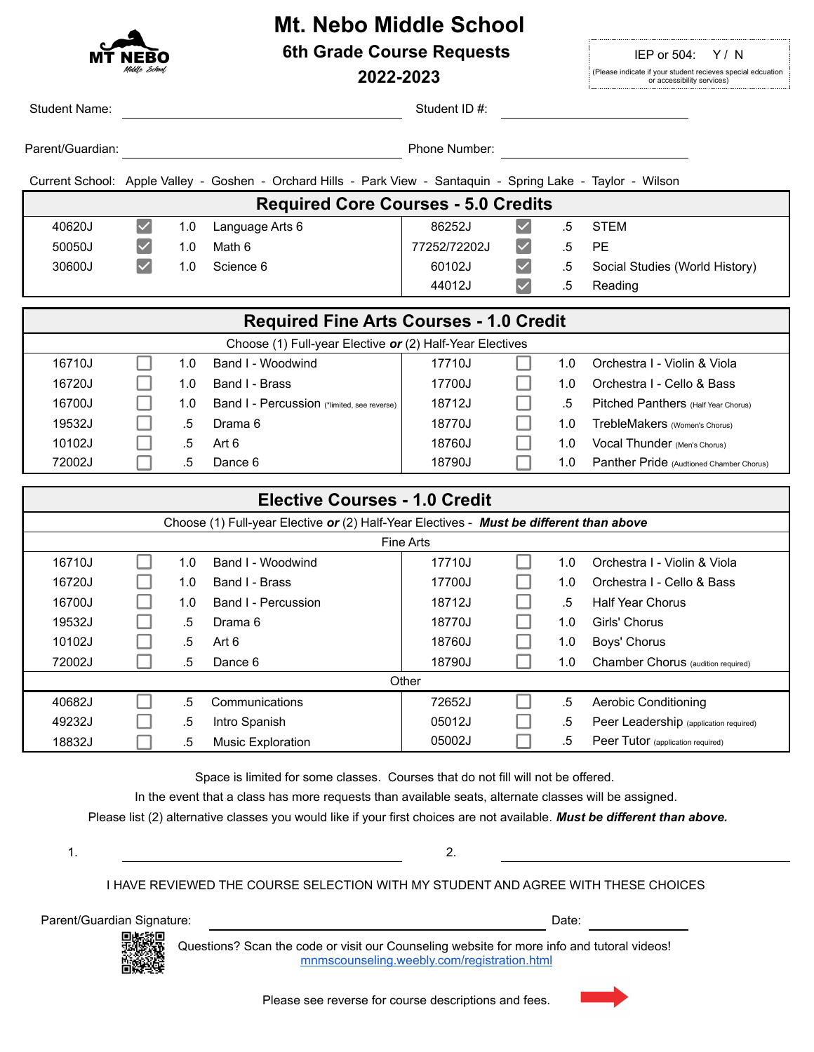# Mt. Nebo Middle School

## 6th Grade Course Requests

## 2022-2023

IEP or 504: Y / N
(Please indicate if your student recieves special edcuation or accessibility services)

Student Name: ____________________ Student ID #: ____________________

Parent/Guardian: ____________________ Phone Number: ____________________

Current School: Apple Valley - Goshen - Orchard Hills - Park View - Santaquin - Spring Lake - Taylor - Wilson

| Required Core Courses - 5.0 Credits | | | | | | | |
|---|---|---|---|---|---|---|---|
| 40620J | ☑ | 1.0 | Language Arts 6 | 86252J | ☑ | .5 | STEM |
| 50050J | ☑ | 1.0 | Math 6 | 77252/72202J | ☑ | .5 | PE |
| 30600J | ☑ | 1.0 | Science 6 | 60102J | ☑ | .5 | Social Studies (World History) |
| | | | | 44012J | ☑ | .5 | Reading |

| Required Fine Arts Courses - 1.0 Credit | | | | | | | |
|---|---|---|---|---|---|---|---|
| Choose (1) Full-year Elective ***or*** (2) Half-Year Electives | | | | | | | |
| 16710J | ☐ | 1.0 | Band I - Woodwind | 17710J | ☐ | 1.0 | Orchestra I - Violin & Viola |
| 16720J | ☐ | 1.0 | Band I - Brass | 17700J | ☐ | 1.0 | Orchestra I - Cello & Bass |
| 16700J | ☐ | 1.0 | Band I - Percussion (*limited, see reverse) | 18712J | ☐ | .5 | Pitched Panthers (Half Year Chorus) |
| 19532J | ☐ | .5 | Drama 6 | 18770J | ☐ | 1.0 | TrebleMakers (Women's Chorus) |
| 10102J | ☐ | .5 | Art 6 | 18760J | ☐ | 1.0 | Vocal Thunder (Men's Chorus) |
| 72002J | ☐ | .5 | Dance 6 | 18790J | ☐ | 1.0 | Panther Pride (Audtioned Chamber Chorus) |

| Elective Courses - 1.0 Credit | | | | | | | |
|---|---|---|---|---|---|---|---|
| Choose (1) Full-year Elective ***or*** (2) Half-Year Electives - ***Must be different than above*** | | | | | | | |
| Fine Arts | | | | | | | |
| 16710J | ☐ | 1.0 | Band I - Woodwind | 17710J | ☐ | 1.0 | Orchestra I - Violin & Viola |
| 16720J | ☐ | 1.0 | Band I - Brass | 17700J | ☐ | 1.0 | Orchestra I - Cello & Bass |
| 16700J | ☐ | 1.0 | Band I - Percussion | 18712J | ☐ | .5 | Half Year Chorus |
| 19532J | ☐ | .5 | Drama 6 | 18770J | ☐ | 1.0 | Girls' Chorus |
| 10102J | ☐ | .5 | Art 6 | 18760J | ☐ | 1.0 | Boys' Chorus |
| 72002J | ☐ | .5 | Dance 6 | 18790J | ☐ | 1.0 | Chamber Chorus (audition required) |
| Other | | | | | | | |
| 40682J | ☐ | .5 | Communications | 72652J | ☐ | .5 | Aerobic Conditioning |
| 49232J | ☐ | .5 | Intro Spanish | 05012J | ☐ | .5 | Peer Leadership (application required) |
| 18832J | ☐ | .5 | Music Exploration | 05002J | ☐ | .5 | Peer Tutor (application required) |

Space is limited for some classes. Courses that do not fill will not be offered.
In the event that a class has more requests than available seats, alternate classes will be assigned.
Please list (2) alternative classes you would like if your first choices are not available. ***Must be different than above.***

1. ____________________ 2. ____________________

I HAVE REVIEWED THE COURSE SELECTION WITH MY STUDENT AND AGREE WITH THESE CHOICES

Parent/Guardian Signature: ____________________ Date: __________

Questions? Scan the code or visit our Counseling website for more info and tutoral videos!
[mnmscounseling.weebly.com/registration.html](mnmscounseling.weebly.com/registration.html)

Please see reverse for course descriptions and fees.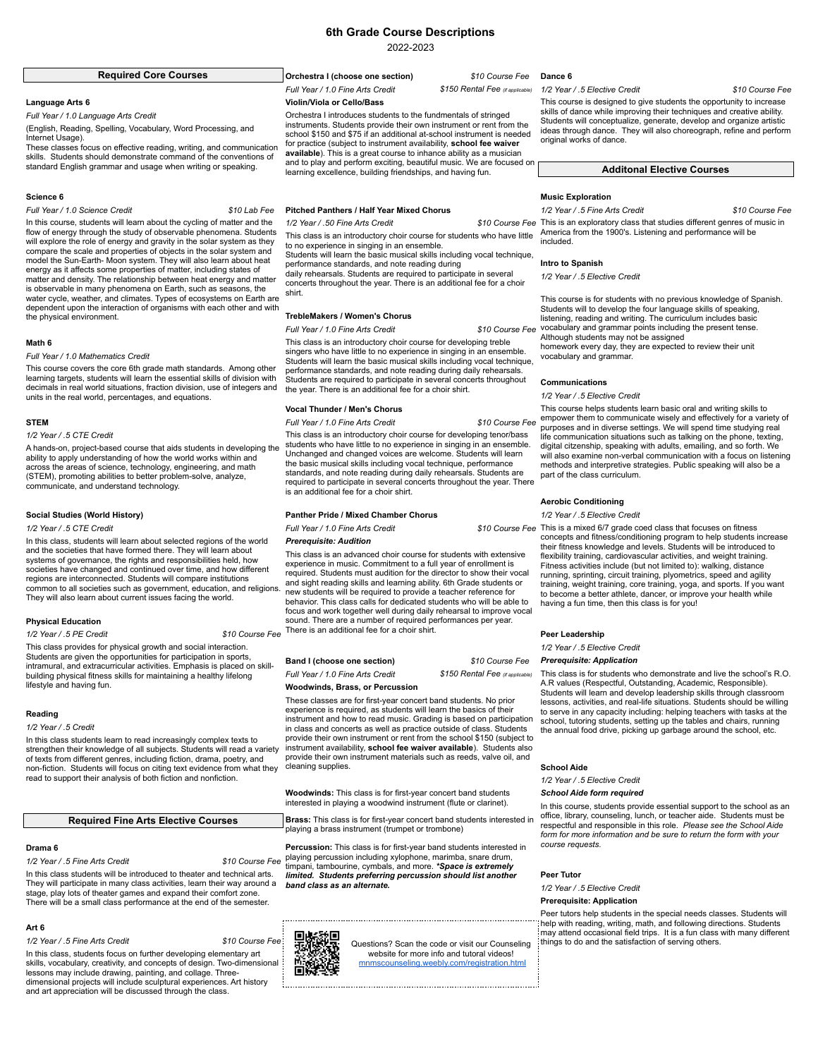# 6th Grade Course Descriptions

2022-2023

## Required Core Courses

### Language Arts 6

*Full Year / 1.0 Language Arts Credit*

(English, Reading, Spelling, Vocabulary, Word Processing, and Internet Usage).
These classes focus on effective reading, writing, and communication skills. Students should demonstrate command of the conventions of standard English grammar and usage when writing or speaking.

### Science 6

*Full Year / 1.0 Science Credit* *$10 Lab Fee*

In this course, students will learn about the cycling of matter and the flow of energy through the study of observable phenomena. Students will explore the role of energy and gravity in the solar system as they compare the scale and properties of objects in the solar system and model the Sun-Earth- Moon system. They will also learn about heat energy as it affects some properties of matter, including states of matter and density. The relationship between heat energy and matter is observable in many phenomena on Earth, such as the seasons, the water cycle, weather, and climates. Types of ecosystems on Earth are dependent upon the interaction of organisms with each other and with the physical environment.

### Math 6

*Full Year / 1.0 Mathematics Credit*

This course covers the core 6th grade math standards. Among other learning targets, students will learn the essential skills of division with decimals in real world situations, fraction division, use of integers and units in the real world, percentages, and equations.

### STEM

*1/2 Year / .5 CTE Credit*

A hands-on, project-based course that aids students in developing the ability to apply understanding of how the world works within and across the areas of science, technology, engineering, and math (STEM), promoting abilities to better problem-solve, analyze, communicate, and understand technology.

### Social Studies (World History)

*1/2 Year / .5 CTE Credit*

In this class, students will learn about selected regions of the world and the societies that have formed there. They will learn about systems of governance, the rights and responsibilities held, how societies have changed and continued over time, and how different regions are interconnected. Students will compare institutions common to all societies such as government, education, and religions. They will also learn about current issues facing the world.

### Physical Education

*1/2 Year / .5 PE Credit* *$10 Course Fee*

This class provides for physical growth and social interaction. Students are given the opportunities for participation in sports, intramural, and extracurricular activities. Emphasis is placed on skill-building physical fitness skills for maintaining a healthy lifelong lifestyle and having fun.

### Reading

*1/2 Year / .5 Credit*

In this class students learn to read increasingly complex texts to strengthen their knowledge of all subjects. Students will read a variety of texts from different genres, including fiction, drama, poetry, and non-fiction. Students will focus on citing text evidence from what they read to support their analysis of both fiction and nonfiction.

## Required Fine Arts Elective Courses

### Drama 6

*1/2 Year / .5 Fine Arts Credit* *$10 Course Fee*

In this class students will be introduced to theater and technical arts. They will participate in many class activities, learn their way around a stage, play lots of theater games and expand their comfort zone. There will be a small class performance at the end of the semester.

### Art 6

*1/2 Year / .5 Fine Arts Credit* *$10 Course Fee*

In this class, students focus on further developing elementary art skills, vocabulary, creativity, and concepts of design. Two-dimensional lessons may include drawing, painting, and collage. Three-dimensional projects will include sculptural experiences. Art history and art appreciation will be discussed through the class.

### Orchestra I (choose one section)

*$10 Course Fee*

*Full Year / 1.0 Fine Arts Credit* *$150 Rental Fee (if applicable)*

**Violin/Viola or Cello/Bass**

Orchestra I introduces students to the fundmentals of stringed instruments. Students provide their own instrument or rent from the school $150 and $75 if an additional at-school instrument is needed for practice (subject to instrument availability, **school fee waiver available**). This is a great course to inhance ability as a musician and to play and perform exciting, beautiful music. We are focused on learning excellence, building friendships, and having fun.

### Pitched Panthers / Half Year Mixed Chorus

*1/2 Year / .50 Fine Arts Credit* *$10 Course Fee*

This class is an introductory choir course for students who have little to no experience in singing in an ensemble.
Students will learn the basic musical skills including vocal technique, performance standards, and note reading during daily rehearsals. Students are required to participate in several concerts throughout the year. There is an additional fee for a choir shirt.

### TrebleMakers / Women's Chorus

*Full Year / 1.0 Fine Arts Credit* *$10 Course Fee*

This class is an introductory choir course for developing treble singers who have little to no experience in singing in an ensemble. Students will learn the basic musical skills including vocal technique, performance standards, and note reading during daily rehearsals. Students are required to participate in several concerts throughout the year. There is an additional fee for a choir shirt.

### Vocal Thunder / Men's Chorus

*Full Year / 1.0 Fine Arts Credit* *$10 Course Fee*

This class is an introductory choir course for developing tenor/bass students who have little to no experience in singing in an ensemble. Unchanged and changed voices are welcome. Students will learn the basic musical skills including vocal technique, performance standards, and note reading during daily rehearsal. Students are required to participate in several concerts throughout the year. There is an additional fee for a choir shirt.

### Panther Pride / Mixed Chamber Chorus

*Full Year / 1.0 Fine Arts Credit* *$10 Course Fee*

***Prerequisite: Audition***

This class is an advanced choir course for students with extensive experience in music. Commitment to a full year of enrollment is required. Students must audition for the director to show their vocal and sight reading skills and learning ability. 6th Grade students or new students will be required to provide a teacher reference for behavior. This class calls for dedicated students who will be able to focus and work together well during daily rehearsal to improve vocal sound. There are a number of required performances per year. There is an additional fee for a choir shirt.

### Band I (choose one section)

*$10 Course Fee*

*Full Year / 1.0 Fine Arts Credit* *$150 Rental Fee (if applicable)*

**Woodwinds, Brass, or Percussion**

These classes are for first-year concert band students. No prior experience is required, as students will learn the basics of their instrument and how to read music. Grading is based on participation in class and concerts as well as practice outside of class. Students provide their own instrument or rent from the school $150 (subject to instrument availability, **school fee waiver available**). Students also provide their own instrument materials such as reeds, valve oil, and cleaning supplies.

**Woodwinds:** This class is for first-year concert band students interested in playing a woodwind instrument (flute or clarinet).

**Brass:** This class is for first-year concert band students interested in playing a brass instrument (trumpet or trombone)

**Percussion:** This class is for first-year band students interested in playing percussion including xylophone, marimba, snare drum, timpani, tambourine, cymbals, and more. ***\*Space is extremely limited. Students preferring percussion should list another band class as an alternate.***

Questions? Scan the code or visit our Counseling website for more info and tutoral videos!
mnmscounseling.weebly.com/registration.html

### Dance 6

*1/2 Year / .5 Elective Credit* *$10 Course Fee*

This course is designed to give students the opportunity to increase skills of dance while improving their techniques and creative ability. Students will conceptualize, generate, develop and organize artistic ideas through dance. They will also choreograph, refine and perform original works of dance.

## Additonal Elective Courses

### Music Exploration

*1/2 Year / .5 Fine Arts Credit* *$10 Course Fee*

This is an exploratory class that studies different genres of music in America from the 1900's. Listening and performance will be included.

### Intro to Spanish

*1/2 Year / .5 Elective Credit*

This course is for students with no previous knowledge of Spanish. Students will to develop the four language skills of speaking, listening, reading and writing. The curriculum includes basic vocabulary and grammar points including the present tense. Although students may not be assigned
homework every day, they are expected to review their unit vocabulary and grammar.

### Communications

*1/2 Year / .5 Elective Credit*

This course helps students learn basic oral and writing skills to empower them to communicate wisely and effectively for a variety of purposes and in diverse settings. We will spend time studying real life communication situations such as talking on the phone, texting, digital citizenship, speaking with adults, emailing, and so forth. We will also examine non-verbal communication with a focus on listening methods and interpretive strategies. Public speaking will also be a part of the class curriculum.

### Aerobic Conditioning

*1/2 Year / .5 Elective Credit*

This is a mixed 6/7 grade coed class that focuses on fitness concepts and fitness/conditioning program to help students increase their fitness knowledge and levels. Students will be introduced to flexibility training, cardiovascular activities, and weight training. Fitness activities include (but not limited to): walking, distance running, sprinting, circuit training, plyometrics, speed and agility training, weight training, core training, yoga, and sports. If you want to become a better athlete, dancer, or improve your health while having a fun time, then this class is for you!

### Peer Leadership

*1/2 Year / .5 Elective Credit*

***Prerequisite: Application***

This class is for students who demonstrate and live the school's R.O. A.R values (Respectful, Outstanding, Academic, Responsible). Students will learn and develop leadership skills through classroom lessons, activities, and real-life situations. Students should be willing to serve in any capacity including: helping teachers with tasks at the school, tutoring students, setting up the tables and chairs, running the annual food drive, picking up garbage around the school, etc.

### School Aide

*1/2 Year / .5 Elective Credit*

***School Aide form required***

In this course, students provide essential support to the school as an office, library, counseling, lunch, or teacher aide. Students must be respectful and responsible in this role. *Please see the School Aide form for more information and be sure to return the form with your course requests.*

### Peer Tutor

*1/2 Year / .5 Elective Credit*

**Prerequisite: Application**

Peer tutors help students in the special needs classes. Students will help with reading, writing, math, and following directions. Students may attend occasional field trips. It is a fun class with many different things to do and the satisfaction of serving others.